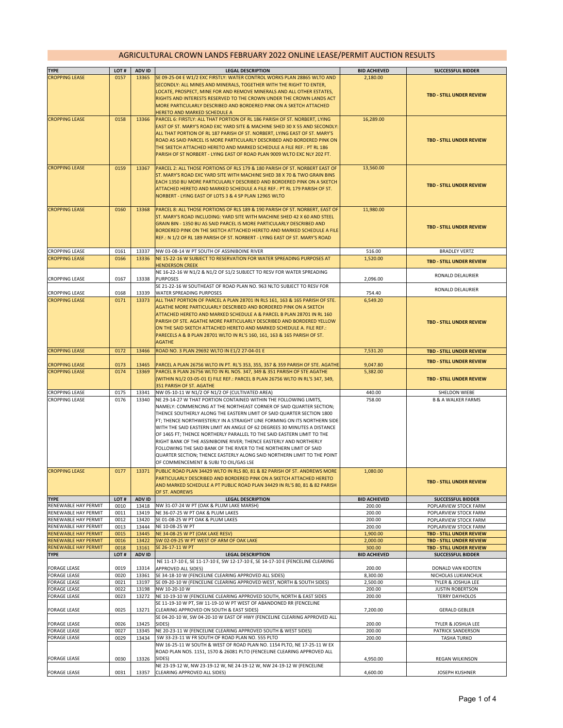# AGRICULTURAL CROWN LANDS FEBRUARY 2022 ONLINE LEASE/PERMIT AUCTION RESULTS

| TYPE | LOT # | ADV ID | LEGAL DESCRIPTION | BID ACHIEVED | SUCCESSFUL BIDDER |
|---|---|---|---|---|---|
| CROPPING LEASE | 0157 | 13365 | SE 09-25-04 E W1/2 EXC FIRSTLY: WATER CONTROL WORKS PLAN 28865 WLTO AND SECONDLY: ALL MINES AND MINERALS, TOGETHER WITH THE RIGHT TO ENTER, LOCATE, PROSPECT, MINE FOR AND REMOVE MINERALS AND ALL OTHER ESTATES, RIGHTS AND INTERESTS RESERVED TO THE CROWN UNDER THE CROWN LANDS ACT MORE PARTICULARLY DESCRIBED AND BORDERED PINK ON A SKETCH ATTACHED HERETO AND MARKED SCHEDULE A | 2,180.00 | TBD - STILL UNDER REVIEW |
| CROPPING LEASE | 0158 | 13366 | PARCEL 6: FIRSTLY: ALL THAT PORTION OF RL 186 PARISH OF ST. NORBERT, LYING EAST OF ST. MARY'S ROAD EXC YARD SITE & MACHINE SHED 30 X 55 AND SECONDLY: ALL THAT PORTION OF RL 187 PARISH OF ST. NORBERT, LYING EAST OF ST. MARY'S ROAD AS SAID PARCEL IS MORE PARTICULARLY DESCRIBED AND BORDERED PINK ON THE SKETCH ATTACHED HERETO AND MARKED SCHEDULE A FILE REF.: PT RL 186 PARISH OF ST NORBERT - LYING EAST OF ROAD PLAN 9009 WLTO EXC NLY 202 FT. | 16,289.00 | TBD - STILL UNDER REVIEW |
| CROPPING LEASE | 0159 | 13367 | PARCEL 2: ALL THOSE PORTIONS OF RLS 179 & 180 PARISH OF ST. NORBERT EAST OF ST. MARY'S ROAD EXC YARD SITE WITH MACHINE SHED 38 X 70 & TWO GRAIN BINS EACH 1350 BU MORE PARTICULARLY DESCRIBED AND BORDERED PINK ON A SKETCH ATTACHED HERETO AND MARKED SCHEDULE A FILE REF.: PT RL 179 PARISH OF ST. NORBERT - LYING EAST OF LOTS 3 & 4 SP PLAN 12965 WLTO | 13,560.00 | TBD - STILL UNDER REVIEW |
| CROPPING LEASE | 0160 | 13368 | PARCEL 8: ALL THOSE PORTIONS OF RLS 189 & 190 PARISH OF ST. NORBERT, EAST OF ST. MARY'S ROAD INCLUDING: YARD SITE WITH MACHINE SHED 42 X 60 AND STEEL GRAIN BIN - 1350 BU AS SAID PARCEL IS MORE PARTICULARLY DESCRIBED AND BORDERED PINK ON THE SKETCH ATTACHED HERETO AND MARKED SCHEDULE A FILE REF.: N 1/2 OF RL 189 PARISH OF ST. NORBERT - LYING EAST OF ST. MARY'S ROAD | 11,980.00 | TBD - STILL UNDER REVIEW |
| CROPPING LEASE | 0161 | 13337 | NW 03-08-14 W PT SOUTH OF ASSINIBOINE RIVER | 516.00 | BRADLEY VERTZ |
| CROPPING LEASE | 0166 | 13336 | NE 15-22-16 W SUBJECT TO RESERVATION FOR WATER SPREADING PURPOSES AT HENDERSON CREEK | 1,520.00 | TBD - STILL UNDER REVIEW |
| CROPPING LEASE | 0167 | 13338 | NE 16-22-16 W N1/2 & N1/2 OF S1/2 SUBJECT TO RESV FOR WATER SPREADING PURPOSES | 2,096.00 | RONALD DELAURIER |
| CROPPING LEASE | 0168 | 13339 | SE 21-22-16 W SOUTHEAST OF ROAD PLAN NO. 963 NLTO SUBJECT TO RESV FOR WATER SPREADING PURPOSES | 754.40 | RONALD DELAURIER |
| CROPPING LEASE | 0171 | 13373 | ALL THAT PORTION OF PARCEL A PLAN 28701 IN RLS 161, 163 & 165 PARISH OF STE. AGATHE MORE PARTICULARLY DESCRIBED AND BORDERED PINK ON A SKETCH ATTACHED HERETO AND MARKED SCHEDULE A & PARCEL B PLAN 28701 IN RL 160 PARISH OF STE. AGATHE MORE PARTICULARLY DESCRIBED AND BORDERED YELLOW ON THE SAID SKETCH ATTACHED HERETO AND MARKED SCHEDULE A. FILE REF.: PARECELS A & B PLAN 28701 WLTO IN RL'S 160, 161, 163 & 165 PARISH OF ST. AGATHE | 6,549.20 | TBD - STILL UNDER REVIEW |
| CROPPING LEASE | 0172 | 13466 | ROAD NO. 3 PLAN 29692 WLTO IN E1/2 27-04-01 E | 7,531.20 | TBD - STILL UNDER REVIEW |
| CROPPING LEASE | 0173 | 13465 | PARCEL A PLAN 26756 WLTO IN PT. RL'S 353, 355, 357 & 359 PARISH OF STE. AGATHE | 9,047.80 | TBD - STILL UNDER REVIEW |
| CROPPING LEASE | 0174 | 13369 | PARCEL B PLAN 26756 WLTO IN RL NOS. 347, 349 & 351 PARISH OF STE AGATHE (WITHIN N1/2 03-05-01 E) FILE REF.: PARCEL B PLAN 26756 WLTO IN RL'S 347, 349, 351 PARISH OF ST. AGATHE | 5,382.00 | TBD - STILL UNDER REVIEW |
| CROPPING LEASE | 0175 | 13341 | NW 05-10-11 W N1/2 OF N1/2 OF (CULTIVATED AREA) | 440.00 | SHELDON WIEBE |
| CROPPING LEASE | 0176 | 13340 | NE 29-14-27 W THAT PORTION CONTAINED WITHIN THE FOLLOWING LIMITS, NAMELY: COMMENCING AT THE NORTHEAST CORNER OF SAID QUARTER SECTION; THENCE SOUTHERLY ALONG THE EASTERN LIMIT OF SAID QUARTER SECTION 1800 FT; THENCE NORTHWESTERLY IN A STRAIGHT LINE FORMING ON ITS NORTHERN SIDE WITH THE SAID EASTERN LIMIT AN ANGLE OF 62 DEGREES 30 MINUTES A DISTANCE OF 1465 FT; THENCE NORTHERLY PARALLEL TO THE SAID EASTERN LIMIT TO THE RIGHT BANK OF THE ASSINIBOINE RIVER; THENCE EASTERLY AND NORTHERLY FOLLOWING THE SAID BANK OF THE RIVER TO THE NORTHERN LIMIT OF SAID QUARTER SECTION; THENCE EASTERLY ALONG SAID NORTHERN LIMIT TO THE POINT OF COMMENCEMENT & SUBJ TO OIL/GAS LSE | 758.00 | B & A WALKER FARMS |
| CROPPING LEASE | 0177 | 13371 | PUBLIC ROAD PLAN 34429 WLTO IN RLS 80, 81 & 82 PARISH OF ST. ANDREWS MORE PARTICULARLY DESCRIBED AND BORDERED PINK ON A SKETCH ATTACHED HERETO AND MARKED SCHEDULE A PT PUBLIC ROAD PLAN 34429 IN RL'S 80, 81 & 82 PARISH OF ST. ANDREWS | 1,080.00 | TBD - STILL UNDER REVIEW |
| **TYPE** | **LOT #** | **ADV ID** | **LEGAL DESCRIPTION** | **BID ACHIEVED** | **SUCCESSFUL BIDDER** |
| RENEWABLE HAY PERMIT | 0010 | 13418 | NW 31-07-24 W PT (OAK & PLUM LAKE MARSH) | 200.00 | POPLARVIEW STOCK FARM |
| RENEWABLE HAY PERMIT | 0011 | 13419 | NE 36-07-25 W PT OAK & PLUM LAKES | 200.00 | POPLARVIEW STOCK FARM |
| RENEWABLE HAY PERMIT | 0012 | 13420 | SE 01-08-25 W PT OAK & PLUM LAKES | 200.00 | POPLARVIEW STOCK FARM |
| RENEWABLE HAY PERMIT | 0013 | 13444 | NE 10-08-25 W PT | 200.00 | POPLARVIEW STOCK FARM |
| RENEWABLE HAY PERMIT | 0015 | 13445 | NE 34-08-25 W PT (OAK LAKE RESV) | 1,900.00 | TBD - STILL UNDER REVIEW |
| RENEWABLE HAY PERMIT | 0016 | 13422 | SW 02-09-25 W PT WEST OF ARM OF OAK LAKE | 2,000.00 | TBD - STILL UNDER REVIEW |
| RENEWABLE HAY PERMIT | 0018 | 13161 | SE 26-17-11 W PT | 300.00 | TBD - STILL UNDER REVIEW |
| **TYPE** | **LOT #** | **ADV ID** | **LEGAL DESCRIPTION** | **BID ACHIEVED** | **SUCCESSFUL BIDDER** |
| FORAGE LEASE | 0019 | 13314 | NE 11-17-10 E, SE 11-17-10 E, SW 12-17-10 E, SE 14-17-10 E (FENCELINE CLEARING APPROVED ALL SIDES) | 200.00 | DONALD VAN KOOTEN |
| FORAGE LEASE | 0020 | 13361 | SE 34-18-10 W (FENCELINE CLEARING APPROVED ALL SIDES) | 8,300.00 | NICHOLAS LUKIANCHUK |
| FORAGE LEASE | 0021 | 13197 | SE 09-20-10 W (FENCELINE CLEARING APPROVED WEST, NORTH & SOUTH SIDES) | 2,500.00 | TYLER & JOSHUA LEE |
| FORAGE LEASE | 0022 | 13198 | NW 10-20-10 W | 200.00 | JUSTIN ROBERTSON |
| FORAGE LEASE | 0023 | 13272 | NE 10-19-10 W (FENCELINE CLEARING APPROVED SOUTH, NORTH & EAST SIDES | 200.00 | TERRY DAYHOLOS |
| FORAGE LEASE | 0025 | 13271 | SE 11-19-10 W PT, SW 11-19-10 W PT WEST OF ABANDONED RR (FENCELINE CLEARING APPROVED ON SOUTH & EAST SIDES) | 7,200.00 | GERALD GEBLER |
| FORAGE LEASE | 0026 | 13425 | SE 04-20-10 W, SW 04-20-10 W EAST OF HWY (FENCELINE CLEARING APPROVED ALL SIDES) | 200.00 | TYLER & JOSHUA LEE |
| FORAGE LEASE | 0027 | 13345 | NE 20-23-11 W (FENCELINE CLEARING APPROVED SOUTH & WEST SIDES) | 200.00 | PATRICK SANDERSON |
| FORAGE LEASE | 0029 | 13434 | SW 33-23-11 W FR SOUTH OF ROAD PLAN NO. 555 PLTO | 200.00 | TASHA TURKO |
| FORAGE LEASE | 0030 | 13326 | NW 16-25-11 W SOUTH & WEST OF ROAD PLAN NO. 1154 PLTO, NE 17-25-11 W EX ROAD PLAN NOS. 1151, 1570 & 26081 PLTO (FENCELINE CLEARING APPROVED ALL SIDES) | 4,950.00 | REGAN WILKINSON |
| FORAGE LEASE | 0031 | 13357 | NE 23-19-12 W, NW 23-19-12 W, NE 24-19-12 W, NW 24-19-12 W (FENCELINE CLEARING APPROVED ALL SIDES) | 4,600.00 | JOSEPH KUSHNER |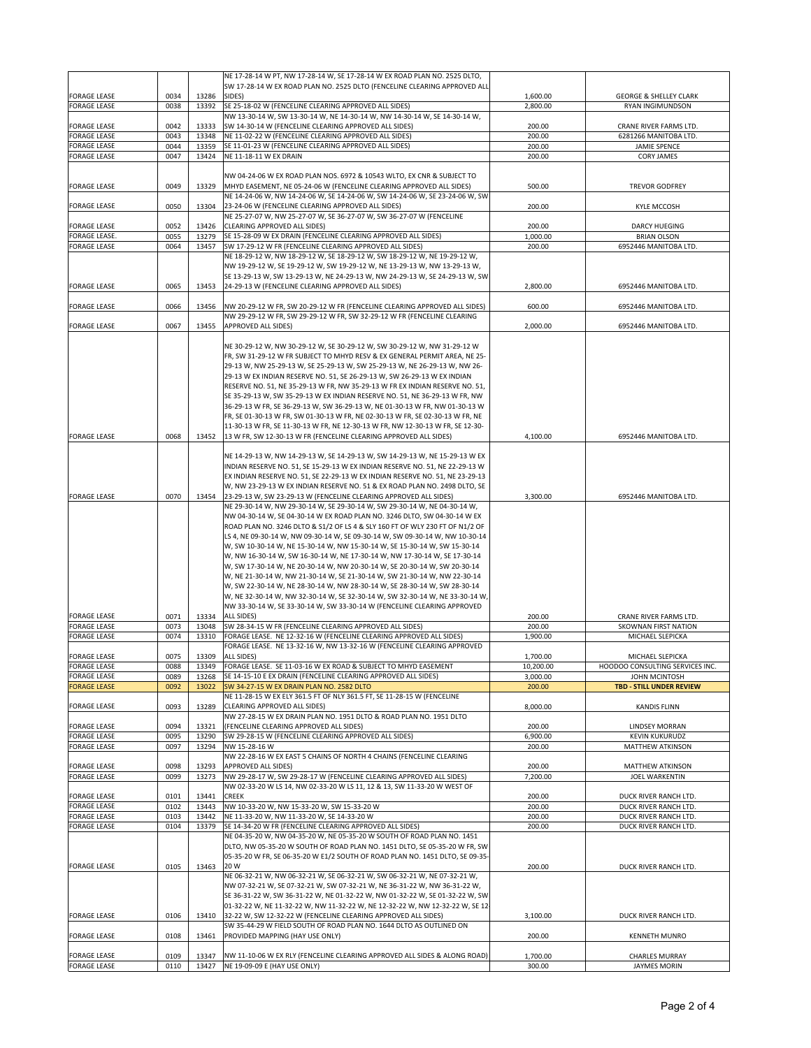| | | | | | |
|---|---|---|---|---|---|
| FORAGE LEASE | 0034 | 13286 | NE 17-28-14 W PT, NW 17-28-14 W, SE 17-28-14 W EX ROAD PLAN NO. 2525 DLTO, SW 17-28-14 W EX ROAD PLAN NO. 2525 DLTO (FENCELINE CLEARING APPROVED ALL SIDES) | 1,600.00 | GEORGE & SHELLEY CLARK |
| FORAGE LEASE | 0038 | 13392 | SE 25-18-02 W (FENCELINE CLEARING APPROVED ALL SIDES) | 2,800.00 | RYAN INGIMUNDSON |
| FORAGE LEASE | 0042 | 13333 | NW 13-30-14 W, SW 13-30-14 W, NE 14-30-14 W, NW 14-30-14 W, SE 14-30-14 W, SW 14-30-14 W (FENCELINE CLEARING APPROVED ALL SIDES) | 200.00 | CRANE RIVER FARMS LTD. |
| FORAGE LEASE | 0043 | 13348 | NE 11-02-22 W (FENCELINE CLEARING APPROVED ALL SIDES) | 200.00 | 6281266 MANITOBA LTD. |
| FORAGE LEASE | 0044 | 13359 | SE 11-01-23 W (FENCELINE CLEARING APPROVED ALL SIDES) | 200.00 | JAMIE SPENCE |
| FORAGE LEASE | 0047 | 13424 | NE 11-18-11 W EX DRAIN | 200.00 | CORY JAMES |
| FORAGE LEASE | 0049 | 13329 | NW 04-24-06 W EX ROAD PLAN NOS. 6972 & 10543 WLTO, EX CNR & SUBJECT TO MHYD EASEMENT, NE 05-24-06 W (FENCELINE CLEARING APPROVED ALL SIDES) | 500.00 | TREVOR GODFREY |
| FORAGE LEASE | 0050 | 13304 | NE 14-24-06 W, NW 14-24-06 W, SE 14-24-06 W, SW 14-24-06 W, SE 23-24-06 W, SW 23-24-06 W (FENCELINE CLEARING APPROVED ALL SIDES) | 200.00 | KYLE MCCOSH |
| FORAGE LEASE | 0052 | 13426 | NE 25-27-07 W, NW 25-27-07 W, SE 36-27-07 W, SW 36-27-07 W (FENCELINE CLEARING APPROVED ALL SIDES) | 200.00 | DARCY HUEGING |
| FORAGE LEASE. | 0055 | 13279 | SE 15-28-09 W EX DRAIN (FENCELINE CLEARING APPROVED ALL SIDES) | 1,000.00 | BRIAN OLSON |
| FORAGE LEASE | 0064 | 13457 | SW 17-29-12 W FR (FENCELINE CLEARING APPROVED ALL SIDES) | 200.00 | 6952446 MANITOBA LTD. |
| FORAGE LEASE | 0065 | 13453 | NE 18-29-12 W, NW 18-29-12 W, SE 18-29-12 W, SW 18-29-12 W, NE 19-29-12 W, NW 19-29-12 W, SE 19-29-12 W, SW 19-29-12 W, NE 13-29-13 W, NW 13-29-13 W, SE 13-29-13 W, SW 13-29-13 W, NE 24-29-13 W, NW 24-29-13 W, SE 24-29-13 W, SW 24-29-13 W (FENCELINE CLEARING APPROVED ALL SIDES) | 2,800.00 | 6952446 MANITOBA LTD. |
| FORAGE LEASE | 0066 | 13456 | NW 20-29-12 W FR, SW 20-29-12 W FR (FENCELINE CLEARING APPROVED ALL SIDES) | 600.00 | 6952446 MANITOBA LTD. |
| FORAGE LEASE | 0067 | 13455 | NW 29-29-12 W FR, SW 29-29-12 W FR, SW 32-29-12 W FR (FENCELINE CLEARING APPROVED ALL SIDES) | 2,000.00 | 6952446 MANITOBA LTD. |
| FORAGE LEASE | 0068 | 13452 | NE 30-29-12 W, NW 30-29-12 W, SE 30-29-12 W, SW 30-29-12 W, NW 31-29-12 W FR, SW 31-29-12 W FR SUBJECT TO MHYD RESV & EX GENERAL PERMIT AREA, NE 25-29-13 W, NW 25-29-13 W, SE 25-29-13 W, SW 25-29-13 W, NE 26-29-13 W, NW 26-29-13 W EX INDIAN RESERVE NO. 51, SE 26-29-13 W, SW 26-29-13 W EX INDIAN RESERVE NO. 51, NE 35-29-13 W FR, NW 35-29-13 W FR EX INDIAN RESERVE NO. 51, SE 35-29-13 W, SW 35-29-13 W EX INDIAN RESERVE NO. 51, NE 36-29-13 W FR, NW 36-29-13 W FR, SE 36-29-13 W, SW 36-29-13 W, NE 01-30-13 W FR, NW 01-30-13 W FR, SE 01-30-13 W FR, SW 01-30-13 W FR, NE 02-30-13 W FR, SE 02-30-13 W FR, NE 11-30-13 W FR, SE 11-30-13 W FR, NE 12-30-13 W FR, NW 12-30-13 W FR, SE 12-30-13 W FR, SW 12-30-13 W FR (FENCELINE CLEARING APPROVED ALL SIDES) | 4,100.00 | 6952446 MANITOBA LTD. |
| FORAGE LEASE | 0070 | 13454 | NE 14-29-13 W, NW 14-29-13 W, SE 14-29-13 W, SW 14-29-13 W, NE 15-29-13 W EX INDIAN RESERVE NO. 51, SE 15-29-13 W EX INDIAN RESERVE NO. 51, NE 22-29-13 W EX INDIAN RESERVE NO. 51, SE 22-29-13 W EX INDIAN RESERVE NO. 51, NE 23-29-13 W, NW 23-29-13 W EX INDIAN RESERVE NO. 51 & EX ROAD PLAN NO. 2498 DLTO, SE 23-29-13 W, SW 23-29-13 W (FENCELINE CLEARING APPROVED ALL SIDES) | 3,300.00 | 6952446 MANITOBA LTD. |
| FORAGE LEASE | 0071 | 13334 | NE 29-30-14 W, NW 29-30-14 W, SE 29-30-14 W, SW 29-30-14 W, NE 04-30-14 W, NW 04-30-14 W, SE 04-30-14 W EX ROAD PLAN NO. 3246 DLTO, SW 04-30-14 W EX ROAD PLAN NO. 3246 DLTO & S1/2 OF LS 4 & SLY 160 FT OF WLY 230 FT OF N1/2 OF LS 4, NE 09-30-14 W, NW 09-30-14 W, SE 09-30-14 W, SW 09-30-14 W, NW 10-30-14 W, SW 10-30-14 W, NE 15-30-14 W, NW 15-30-14 W, SE 15-30-14 W, SW 15-30-14 W, NW 16-30-14 W, SW 16-30-14 W, NE 17-30-14 W, NW 17-30-14 W, SE 17-30-14 W, SW 17-30-14 W, NE 20-30-14 W, NW 20-30-14 W, SE 20-30-14 W, SW 20-30-14 W, NE 21-30-14 W, NW 21-30-14 W, SE 21-30-14 W, SW 21-30-14 W, NW 22-30-14 W, SW 22-30-14 W, NE 28-30-14 W, NW 28-30-14 W, SE 28-30-14 W, SW 28-30-14 W, NE 32-30-14 W, NW 32-30-14 W, SE 32-30-14 W, SW 32-30-14 W, NE 33-30-14 W, NW 33-30-14 W, SE 33-30-14 W, SW 33-30-14 W (FENCELINE CLEARING APPROVED ALL SIDES) | 200.00 | CRANE RIVER FARMS LTD. |
| FORAGE LEASE | 0073 | 13048 | SW 28-34-15 W FR (FENCELINE CLEARING APPROVED ALL SIDES) | 200.00 | SKOWNAN FIRST NATION |
| FORAGE LEASE | 0074 | 13310 | FORAGE LEASE. NE 12-32-16 W (FENCELINE CLEARING APPROVED ALL SIDES) | 1,900.00 | MICHAEL SLEPICKA |
| FORAGE LEASE | 0075 | 13309 | FORAGE LEASE. NE 13-32-16 W, NW 13-32-16 W (FENCELINE CLEARING APPROVED ALL SIDES) | 1,700.00 | MICHAEL SLEPICKA |
| FORAGE LEASE | 0088 | 13349 | FORAGE LEASE. SE 11-03-16 W EX ROAD & SUBJECT TO MHYD EASEMENT | 10,200.00 | HOODOO CONSULTING SERVICES INC. |
| FORAGE LEASE | 0089 | 13268 | SE 14-15-10 E EX DRAIN (FENCELINE CLEARING APPROVED ALL SIDES) | 3,000.00 | JOHN MCINTOSH |
| **FORAGE LEASE** | **0092** | **13022** | **SW 34-27-15 W EX DRAIN PLAN NO. 2582 DLTO** | **200.00** | **TBD - STILL UNDER REVIEW** |
| FORAGE LEASE | 0093 | 13289 | NE 11-28-15 W EX ELY 361.5 FT OF NLY 361.5 FT, SE 11-28-15 W (FENCELINE CLEARING APPROVED ALL SIDES) | 8,000.00 | KANDIS FLINN |
| FORAGE LEASE | 0094 | 13321 | NW 27-28-15 W EX DRAIN PLAN NO. 1951 DLTO & ROAD PLAN NO. 1951 DLTO (FENCELINE CLEARING APPROVED ALL SIDES) | 200.00 | LINDSEY MORRAN |
| FORAGE LEASE | 0095 | 13290 | SW 29-28-15 W (FENCELINE CLEARING APPROVED ALL SIDES) | 6,900.00 | KEVIN KUKURUDZ |
| FORAGE LEASE | 0097 | 13294 | NW 15-28-16 W | 200.00 | MATTHEW ATKINSON |
| FORAGE LEASE | 0098 | 13293 | NW 22-28-16 W EX EAST 5 CHAINS OF NORTH 4 CHAINS (FENCELINE CLEARING APPROVED ALL SIDES) | 200.00 | MATTHEW ATKINSON |
| FORAGE LEASE | 0099 | 13273 | NW 29-28-17 W, SW 29-28-17 W (FENCELINE CLEARING APPROVED ALL SIDES) | 7,200.00 | JOEL WARKENTIN |
| FORAGE LEASE | 0101 | 13441 | NW 02-33-20 W LS 14, NW 02-33-20 W LS 11, 12 & 13, SW 11-33-20 W WEST OF CREEK | 200.00 | DUCK RIVER RANCH LTD. |
| FORAGE LEASE | 0102 | 13443 | NW 10-33-20 W, NW 15-33-20 W, SW 15-33-20 W | 200.00 | DUCK RIVER RANCH LTD. |
| FORAGE LEASE | 0103 | 13442 | NE 11-33-20 W, NW 11-33-20 W, SE 14-33-20 W | 200.00 | DUCK RIVER RANCH LTD. |
| FORAGE LEASE | 0104 | 13379 | SE 14-34-20 W FR (FENCELINE CLEARING APPROVED ALL SIDES) | 200.00 | DUCK RIVER RANCH LTD. |
| FORAGE LEASE | 0105 | 13463 | NE 04-35-20 W, NW 04-35-20 W, NE 05-35-20 W SOUTH OF ROAD PLAN NO. 1451 DLTO, NW 05-35-20 W SOUTH OF ROAD PLAN NO. 1451 DLTO, SE 05-35-20 W FR, SW 05-35-20 W FR, SE 06-35-20 W E1/2 SOUTH OF ROAD PLAN NO. 1451 DLTO, SE 09-35-20 W | 200.00 | DUCK RIVER RANCH LTD. |
| FORAGE LEASE | 0106 | 13410 | NE 06-32-21 W, NW 06-32-21 W, SE 06-32-21 W, SW 06-32-21 W, NE 07-32-21 W, NW 07-32-21 W, SE 07-32-21 W, SW 07-32-21 W, NE 36-31-22 W, NW 36-31-22 W, SE 36-31-22 W, SW 36-31-22 W, NE 01-32-22 W, NW 01-32-22 W, SE 01-32-22 W, SW 01-32-22 W, NE 11-32-22 W, NW 11-32-22 W, NE 12-32-22 W, NW 12-32-22 W, SE 12-32-22 W, SW 12-32-22 W (FENCELINE CLEARING APPROVED ALL SIDES) | 3,100.00 | DUCK RIVER RANCH LTD. |
| FORAGE LEASE | 0108 | 13461 | SW 35-44-29 W FIELD SOUTH OF ROAD PLAN NO. 1644 DLTO AS OUTLINED ON PROVIDED MAPPING (HAY USE ONLY) | 200.00 | KENNETH MUNRO |
| FORAGE LEASE | 0109 | 13347 | NW 11-10-06 W EX RLY (FENCELINE CLEARING APPROVED ALL SIDES & ALONG ROAD) | 1,700.00 | CHARLES MURRAY |
| FORAGE LEASE | 0110 | 13427 | NE 19-09-09 E (HAY USE ONLY) | 300.00 | JAYMES MORIN |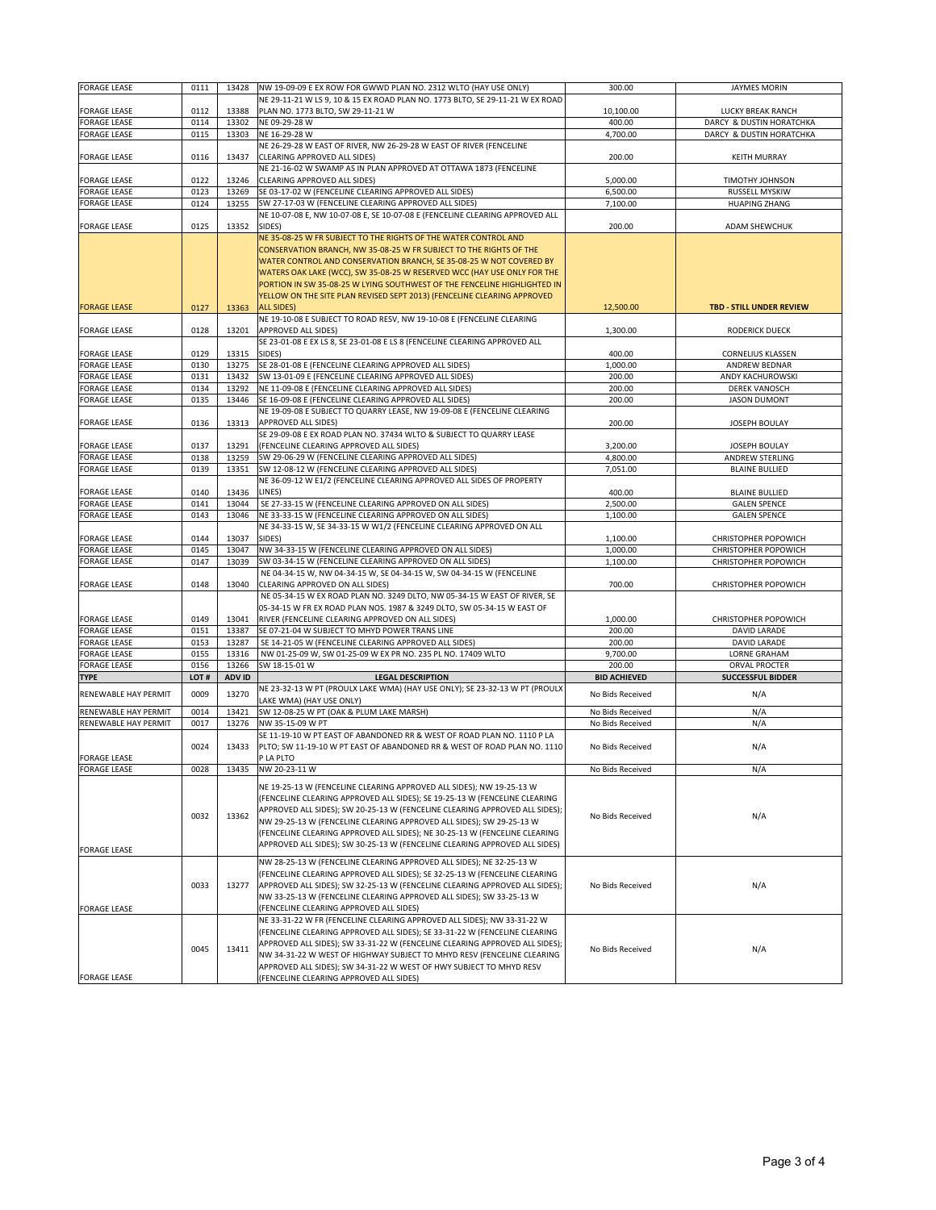| FORAGE LEASE | 0111 | 13428 | NW 19-09-09 E EX ROW FOR GWWD PLAN NO. 2312 WLTO (HAY USE ONLY) | 300.00 | JAYMES MORIN |
|---|---|---|---|---|---|
| FORAGE LEASE | 0112 | 13388 | NE 29-11-21 W LS 9, 10 & 15 EX ROAD PLAN NO. 1773 BLTO, SE 29-11-21 W EX ROAD PLAN NO. 1773 BLTO, SW 29-11-21 W | 10,100.00 | LUCKY BREAK RANCH |
| FORAGE LEASE | 0114 | 13302 | NE 09-29-28 W | 400.00 | DARCY & DUSTIN HORATCHKA |
| FORAGE LEASE | 0115 | 13303 | NE 16-29-28 W | 4,700.00 | DARCY & DUSTIN HORATCHKA |
| FORAGE LEASE | 0116 | 13437 | NE 26-29-28 W EAST OF RIVER, NW 26-29-28 W EAST OF RIVER (FENCELINE CLEARING APPROVED ALL SIDES) | 200.00 | KEITH MURRAY |
| FORAGE LEASE | 0122 | 13246 | NE 21-16-02 W SWAMP AS IN PLAN APPROVED AT OTTAWA 1873 (FENCELINE CLEARING APPROVED ALL SIDES) | 5,000.00 | TIMOTHY JOHNSON |
| FORAGE LEASE | 0123 | 13269 | SE 03-17-02 W (FENCELINE CLEARING APPROVED ALL SIDES) | 6,500.00 | RUSSELL MYSKIW |
| FORAGE LEASE | 0124 | 13255 | SW 27-17-03 W (FENCELINE CLEARING APPROVED ALL SIDES) | 7,100.00 | HUAPING ZHANG |
| FORAGE LEASE | 0125 | 13352 | NE 10-07-08 E, NW 10-07-08 E, SE 10-07-08 E (FENCELINE CLEARING APPROVED ALL SIDES) | 200.00 | ADAM SHEWCHUK |
| FORAGE LEASE | 0127 | 13363 | NE 35-08-25 W FR SUBJECT TO THE RIGHTS OF THE WATER CONTROL AND CONSERVATION BRANCH, NW 35-08-25 W FR SUBJECT TO THE RIGHTS OF THE WATER CONTROL AND CONSERVATION BRANCH, SE 35-08-25 W NOT COVERED BY WATERS OAK LAKE (WCC), SW 35-08-25 W RESERVED WCC (HAY USE ONLY FOR THE PORTION IN SW 35-08-25 W LYING SOUTHWEST OF THE FENCELINE HIGHLIGHTED IN YELLOW ON THE SITE PLAN REVISED SEPT 2013) (FENCELINE CLEARING APPROVED ALL SIDES) | 12,500.00 | **TBD - STILL UNDER REVIEW** |
| FORAGE LEASE | 0128 | 13201 | NE 19-10-08 E SUBJECT TO ROAD RESV, NW 19-10-08 E (FENCELINE CLEARING APPROVED ALL SIDES) | 1,300.00 | RODERICK DUECK |
| FORAGE LEASE | 0129 | 13315 | SE 23-01-08 E EX LS 8, SE 23-01-08 E LS 8 (FENCELINE CLEARING APPROVED ALL SIDES) | 400.00 | CORNELIUS KLASSEN |
| FORAGE LEASE | 0130 | 13275 | SE 28-01-08 E (FENCELINE CLEARING APPROVED ALL SIDES) | 1,000.00 | ANDREW BEDNAR |
| FORAGE LEASE | 0131 | 13432 | SW 13-01-09 E (FENCELINE CLEARING APPROVED ALL SIDES) | 200.00 | ANDY KACHUROWSKI |
| FORAGE LEASE | 0134 | 13292 | NE 11-09-08 E (FENCELINE CLEARING APPROVED ALL SIDES) | 200.00 | DEREK VANOSCH |
| FORAGE LEASE | 0135 | 13446 | SE 16-09-08 E (FENCELINE CLEARING APPROVED ALL SIDES) | 200.00 | JASON DUMONT |
| FORAGE LEASE | 0136 | 13313 | NE 19-09-08 E SUBJECT TO QUARRY LEASE, NW 19-09-08 E (FENCELINE CLEARING APPROVED ALL SIDES) | 200.00 | JOSEPH BOULAY |
| FORAGE LEASE | 0137 | 13291 | SE 29-09-08 E EX ROAD PLAN NO. 37434 WLTO & SUBJECT TO QUARRY LEASE (FENCELINE CLEARING APPROVED ALL SIDES) | 3,200.00 | JOSEPH BOULAY |
| FORAGE LEASE | 0138 | 13259 | SW 29-06-29 W (FENCELINE CLEARING APPROVED ALL SIDES) | 4,800.00 | ANDREW STERLING |
| FORAGE LEASE | 0139 | 13351 | SW 12-08-12 W (FENCELINE CLEARING APPROVED ALL SIDES) | 7,051.00 | BLAINE BULLIED |
| FORAGE LEASE | 0140 | 13436 | NE 36-09-12 W E1/2 (FENCELINE CLEARING APPROVED ALL SIDES OF PROPERTY LINES) | 400.00 | BLAINE BULLIED |
| FORAGE LEASE | 0141 | 13044 | SE 27-33-15 W (FENCELINE CLEARING APPROVED ON ALL SIDES) | 2,500.00 | GALEN SPENCE |
| FORAGE LEASE | 0143 | 13046 | NE 33-33-15 W (FENCELINE CLEARING APPROVED ON ALL SIDES) | 1,100.00 | GALEN SPENCE |
| FORAGE LEASE | 0144 | 13037 | NE 34-33-15 W, SE 34-33-15 W W1/2 (FENCELINE CLEARING APPROVED ON ALL SIDES) | 1,100.00 | CHRISTOPHER POPOWICH |
| FORAGE LEASE | 0145 | 13047 | NW 34-33-15 W (FENCELINE CLEARING APPROVED ON ALL SIDES) | 1,000.00 | CHRISTOPHER POPOWICH |
| FORAGE LEASE | 0147 | 13039 | SW 03-34-15 W (FENCELINE CLEARING APPROVED ON ALL SIDES) | 1,100.00 | CHRISTOPHER POPOWICH |
| FORAGE LEASE | 0148 | 13040 | NE 04-34-15 W, NW 04-34-15 W, SE 04-34-15 W, SW 04-34-15 W (FENCELINE CLEARING APPROVED ON ALL SIDES) | 700.00 | CHRISTOPHER POPOWICH |
| FORAGE LEASE | 0149 | 13041 | NE 05-34-15 W EX ROAD PLAN NO. 3249 DLTO, NW 05-34-15 W EAST OF RIVER, SE 05-34-15 W FR EX ROAD PLAN NOS. 1987 & 3249 DLTO, SW 05-34-15 W EAST OF RIVER (FENCELINE CLEARING APPROVED ON ALL SIDES) | 1,000.00 | CHRISTOPHER POPOWICH |
| FORAGE LEASE | 0151 | 13387 | SE 07-21-04 W SUBJECT TO MHYD POWER TRANS LINE | 200.00 | DAVID LARADE |
| FORAGE LEASE | 0153 | 13287 | SE 14-21-05 W (FENCELINE CLEARING APPROVED ALL SIDES) | 200.00 | DAVID LARADE |
| FORAGE LEASE | 0155 | 13316 | NW 01-25-09 W, SW 01-25-09 W EX PR NO. 235 PL NO. 17409 WLTO | 9,700.00 | LORNE GRAHAM |
| FORAGE LEASE | 0156 | 13266 | SW 18-15-01 W | 200.00 | ORVAL PROCTER |
| **TYPE** | **LOT #** | **ADV ID** | **LEGAL DESCRIPTION** | **BID ACHIEVED** | **SUCCESSFUL BIDDER** |
| RENEWABLE HAY PERMIT | 0009 | 13270 | NE 23-32-13 W PT (PROULX LAKE WMA) (HAY USE ONLY); SE 23-32-13 W PT (PROULX LAKE WMA) (HAY USE ONLY) | No Bids Received | N/A |
| RENEWABLE HAY PERMIT | 0014 | 13421 | SW 12-08-25 W PT (OAK & PLUM LAKE MARSH) | No Bids Received | N/A |
| RENEWABLE HAY PERMIT | 0017 | 13276 | NW 35-15-09 W PT | No Bids Received | N/A |
| FORAGE LEASE | 0024 | 13433 | SE 11-19-10 W PT EAST OF ABANDONED RR & WEST OF ROAD PLAN NO. 1110 P LA PLTO; SW 11-19-10 W PT EAST OF ABANDONED RR & WEST OF ROAD PLAN NO. 1110 P LA PLTO | No Bids Received | N/A |
| FORAGE LEASE | 0028 | 13435 | NW 20-23-11 W | No Bids Received | N/A |
| FORAGE LEASE | 0032 | 13362 | NE 19-25-13 W (FENCELINE CLEARING APPROVED ALL SIDES); NW 19-25-13 W (FENCELINE CLEARING APPROVED ALL SIDES); SE 19-25-13 W (FENCELINE CLEARING APPROVED ALL SIDES); SW 20-25-13 W (FENCELINE CLEARING APPROVED ALL SIDES); NW 29-25-13 W (FENCELINE CLEARING APPROVED ALL SIDES); SW 29-25-13 W (FENCELINE CLEARING APPROVED ALL SIDES); NE 30-25-13 W (FENCELINE CLEARING APPROVED ALL SIDES); SW 30-25-13 W (FENCELINE CLEARING APPROVED ALL SIDES) | No Bids Received | N/A |
| FORAGE LEASE | 0033 | 13277 | NW 28-25-13 W (FENCELINE CLEARING APPROVED ALL SIDES); NE 32-25-13 W (FENCELINE CLEARING APPROVED ALL SIDES); SE 32-25-13 W (FENCELINE CLEARING APPROVED ALL SIDES); SW 32-25-13 W (FENCELINE CLEARING APPROVED ALL SIDES); NW 33-25-13 W (FENCELINE CLEARING APPROVED ALL SIDES); SW 33-25-13 W (FENCELINE CLEARING APPROVED ALL SIDES) | No Bids Received | N/A |
| FORAGE LEASE | 0045 | 13411 | NE 33-31-22 W FR (FENCELINE CLEARING APPROVED ALL SIDES); NW 33-31-22 W (FENCELINE CLEARING APPROVED ALL SIDES); SE 33-31-22 W (FENCELINE CLEARING APPROVED ALL SIDES); SW 33-31-22 W (FENCELINE CLEARING APPROVED ALL SIDES); NW 34-31-22 W WEST OF HIGHWAY SUBJECT TO MHYD RESV (FENCELINE CLEARING APPROVED ALL SIDES); SW 34-31-22 W WEST OF HWY SUBJECT TO MHYD RESV (FENCELINE CLEARING APPROVED ALL SIDES) | No Bids Received | N/A |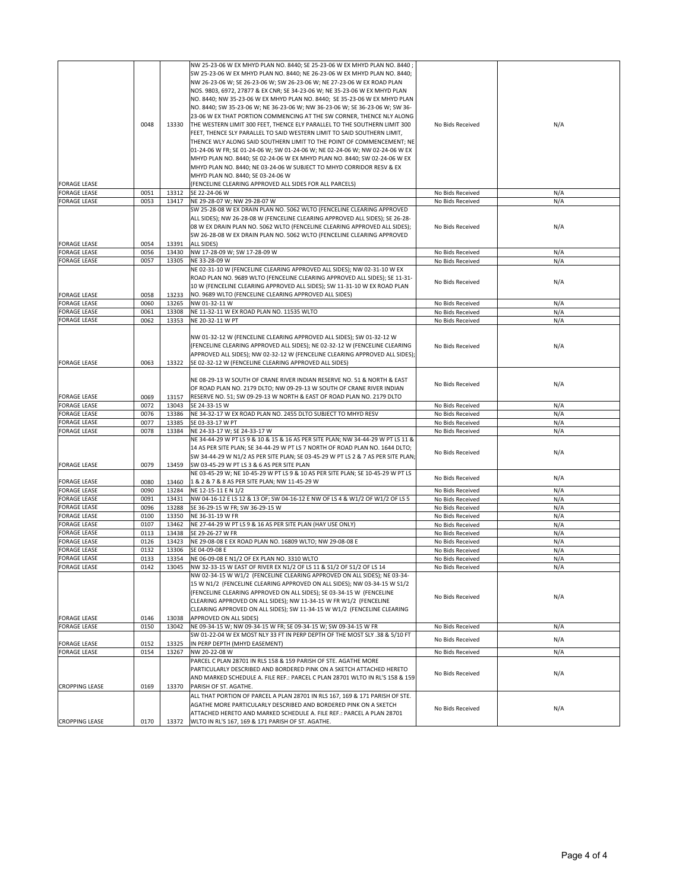| | | | | | |
|---|---|---|---|---|---|
| FORAGE LEASE | 0048 | 13330 | NW 25-23-06 W EX MHYD PLAN NO. 8440; SE 25-23-06 W EX MHYD PLAN NO. 8440 ; SW 25-23-06 W EX MHYD PLAN NO. 8440; NE 26-23-06 W EX MHYD PLAN NO. 8440; NW 26-23-06 W; SE 26-23-06 W; SW 26-23-06 W; NE 27-23-06 W EX ROAD PLAN NOS. 9803, 6972, 27877 & EX CNR; SE 34-23-06 W; NE 35-23-06 W EX MHYD PLAN NO. 8440; NW 35-23-06 W EX MHYD PLAN NO. 8440; SE 35-23-06 W EX MHYD PLAN NO. 8440; SW 35-23-06 W; NE 36-23-06 W; NW 36-23-06 W; SE 36-23-06 W; SW 36-23-06 W EX THAT PORTION COMMENCING AT THE SW CORNER, THENCE NLY ALONG THE WESTERN LIMIT 300 FEET, THENCE ELY PARALLEL TO THE SOUTHERN LIMIT 300 FEET, THENCE SLY PARALLEL TO SAID WESTERN LIMIT TO SAID SOUTHERN LIMIT, THENCE WLY ALONG SAID SOUTHERN LIMIT TO THE POINT OF COMMENCEMENT; NE 01-24-06 W FR; SE 01-24-06 W; SW 01-24-06 W; NE 02-24-06 W; NW 02-24-06 W EX MHYD PLAN NO. 8440; SE 02-24-06 W EX MHYD PLAN NO. 8440; SW 02-24-06 W EX MHYD PLAN NO. 8440; NE 03-24-06 W SUBJECT TO MHYD CORRIDOR RESV & EX MHYD PLAN NO. 8440; SE 03-24-06 W (FENCELINE CLEARING APPROVED ALL SIDES FOR ALL PARCELS) | No Bids Received | N/A |
| FORAGE LEASE | 0051 | 13312 | SE 22-24-06 W | No Bids Received | N/A |
| FORAGE LEASE | 0053 | 13417 | NE 29-28-07 W; NW 29-28-07 W | No Bids Received | N/A |
| FORAGE LEASE | 0054 | 13391 | SW 25-28-08 W EX DRAIN PLAN NO. 5062 WLTO (FENCELINE CLEARING APPROVED ALL SIDES); NW 26-28-08 W (FENCELINE CLEARING APPROVED ALL SIDES); SE 26-28-08 W EX DRAIN PLAN NO. 5062 WLTO (FENCELINE CLEARING APPROVED ALL SIDES); SW 26-28-08 W EX DRAIN PLAN NO. 5062 WLTO (FENCELINE CLEARING APPROVED ALL SIDES) | No Bids Received | N/A |
| FORAGE LEASE | 0056 | 13430 | NW 17-28-09 W; SW 17-28-09 W | No Bids Received | N/A |
| FORAGE LEASE | 0057 | 13305 | NE 33-28-09 W | No Bids Received | N/A |
| FORAGE LEASE | 0058 | 13233 | NE 02-31-10 W (FENCELINE CLEARING APPROVED ALL SIDES); NW 02-31-10 W EX ROAD PLAN NO. 9689 WLTO (FENCELINE CLEARING APPROVED ALL SIDES); SE 11-31-10 W (FENCELINE CLEARING APPROVED ALL SIDES); SW 11-31-10 W EX ROAD PLAN NO. 9689 WLTO (FENCELINE CLEARING APPROVED ALL SIDES) | No Bids Received | N/A |
| FORAGE LEASE | 0060 | 13265 | NW 01-32-11 W | No Bids Received | N/A |
| FORAGE LEASE | 0061 | 13308 | NE 11-32-11 W EX ROAD PLAN NO. 11535 WLTO | No Bids Received | N/A |
| FORAGE LEASE | 0062 | 13353 | NE 20-32-11 W PT | No Bids Received | N/A |
| FORAGE LEASE | 0063 | 13322 | NW 01-32-12 W (FENCELINE CLEARING APPROVED ALL SIDES); SW 01-32-12 W (FENCELINE CLEARING APPROVED ALL SIDES); NE 02-32-12 W (FENCELINE CLEARING APPROVED ALL SIDES); NW 02-32-12 W (FENCELINE CLEARING APPROVED ALL SIDES); SE 02-32-12 W (FENCELINE CLEARING APPROVED ALL SIDES) | No Bids Received | N/A |
| FORAGE LEASE | 0069 | 13157 | NE 08-29-13 W SOUTH OF CRANE RIVER INDIAN RESERVE NO. 51 & NORTH & EAST OF ROAD PLAN NO. 2179 DLTO; NW 09-29-13 W SOUTH OF CRANE RIVER INDIAN RESERVE NO. 51; SW 09-29-13 W NORTH & EAST OF ROAD PLAN NO. 2179 DLTO | No Bids Received | N/A |
| FORAGE LEASE | 0072 | 13043 | SE 24-33-15 W | No Bids Received | N/A |
| FORAGE LEASE | 0076 | 13386 | NE 34-32-17 W EX ROAD PLAN NO. 2455 DLTO SUBJECT TO MHYD RESV | No Bids Received | N/A |
| FORAGE LEASE | 0077 | 13385 | SE 03-33-17 W PT | No Bids Received | N/A |
| FORAGE LEASE | 0078 | 13384 | NE 24-33-17 W; SE 24-33-17 W | No Bids Received | N/A |
| FORAGE LEASE | 0079 | 13459 | NE 34-44-29 W PT LS 9 & 10 & 15 & 16 AS PER SITE PLAN; NW 34-44-29 W PT LS 11 & 14 AS PER SITE PLAN; SE 34-44-29 W PT LS 7 NORTH OF ROAD PLAN NO. 1644 DLTO; SW 34-44-29 W N1/2 AS PER SITE PLAN; SE 03-45-29 W PT LS 2 & 7 AS PER SITE PLAN; SW 03-45-29 W PT LS 3 & 6 AS PER SITE PLAN | No Bids Received | N/A |
| FORAGE LEASE | 0080 | 13460 | NE 03-45-29 W; NE 10-45-29 W PT LS 9 & 10 AS PER SITE PLAN; SE 10-45-29 W PT LS 1 & 2 & 7 & 8 AS PER SITE PLAN; NW 11-45-29 W | No Bids Received | N/A |
| FORAGE LEASE | 0090 | 13284 | NE 12-15-11 E N 1/2 | No Bids Received | N/A |
| FORAGE LEASE | 0091 | 13431 | NW 04-16-12 E LS 12 & 13 OF; SW 04-16-12 E NW OF LS 4 & W1/2 OF W1/2 OF LS 5 | No Bids Received | N/A |
| FORAGE LEASE | 0096 | 13288 | SE 36-29-15 W FR; SW 36-29-15 W | No Bids Received | N/A |
| FORAGE LEASE | 0100 | 13350 | NE 36-31-19 W FR | No Bids Received | N/A |
| FORAGE LEASE | 0107 | 13462 | NE 27-44-29 W PT LS 9 & 16 AS PER SITE PLAN (HAY USE ONLY) | No Bids Received | N/A |
| FORAGE LEASE | 0113 | 13438 | SE 29-26-27 W FR | No Bids Received | N/A |
| FORAGE LEASE | 0126 | 13423 | NE 29-08-08 E EX ROAD PLAN NO. 16809 WLTO; NW 29-08-08 E | No Bids Received | N/A |
| FORAGE LEASE | 0132 | 13306 | SE 04-09-08 E | No Bids Received | N/A |
| FORAGE LEASE | 0133 | 13354 | NE 06-09-08 E N1/2 OF EX PLAN NO. 3310 WLTO | No Bids Received | N/A |
| FORAGE LEASE | 0142 | 13045 | NW 32-33-15 W EAST OF RIVER EX N1/2 OF LS 11 & S1/2 OF S1/2 OF LS 14 | No Bids Received | N/A |
| FORAGE LEASE | 0146 | 13038 | NW 02-34-15 W W1/2 (FENCELINE CLEARING APPROVED ON ALL SIDES); NE 03-34-15 W N1/2 (FENCELINE CLEARING APPROVED ON ALL SIDES); NW 03-34-15 W S1/2 (FENCELINE CLEARING APPROVED ON ALL SIDES); SE 03-34-15 W (FENCELINE CLEARING APPROVED ON ALL SIDES); NW 11-34-15 W FR W1/2 (FENCELINE CLEARING APPROVED ON ALL SIDES); SW 11-34-15 W W1/2 (FENCELINE CLEARING APPROVED ON ALL SIDES) | No Bids Received | N/A |
| FORAGE LEASE | 0150 | 13042 | NE 09-34-15 W; NW 09-34-15 W FR; SE 09-34-15 W; SW 09-34-15 W FR | No Bids Received | N/A |
| FORAGE LEASE | 0152 | 13325 | SW 01-22-04 W EX MOST NLY 33 FT IN PERP DEPTH OF THE MOST SLY .38 & 5/10 FT IN PERP DEPTH (MHYD EASEMENT) | No Bids Received | N/A |
| FORAGE LEASE | 0154 | 13267 | NW 20-22-08 W | No Bids Received | N/A |
| CROPPING LEASE | 0169 | 13370 | PARCEL C PLAN 28701 IN RLS 158 & 159 PARISH OF STE. AGATHE MORE PARTICULARLY DESCRIBED AND BORDERED PINK ON A SKETCH ATTACHED HERETO AND MARKED SCHEDULE A. FILE REF.: PARCEL C PLAN 28701 WLTO IN RL'S 158 & 159 PARISH OF ST. AGATHE. | No Bids Received | N/A |
| CROPPING LEASE | 0170 | 13372 | ALL THAT PORTION OF PARCEL A PLAN 28701 IN RLS 167, 169 & 171 PARISH OF STE. AGATHE MORE PARTICULARLY DESCRIBED AND BORDERED PINK ON A SKETCH ATTACHED HERETO AND MARKED SCHEDULE A. FILE REF.: PARCEL A PLAN 28701 WLTO IN RL'S 167, 169 & 171 PARISH OF ST. AGATHE. | No Bids Received | N/A |